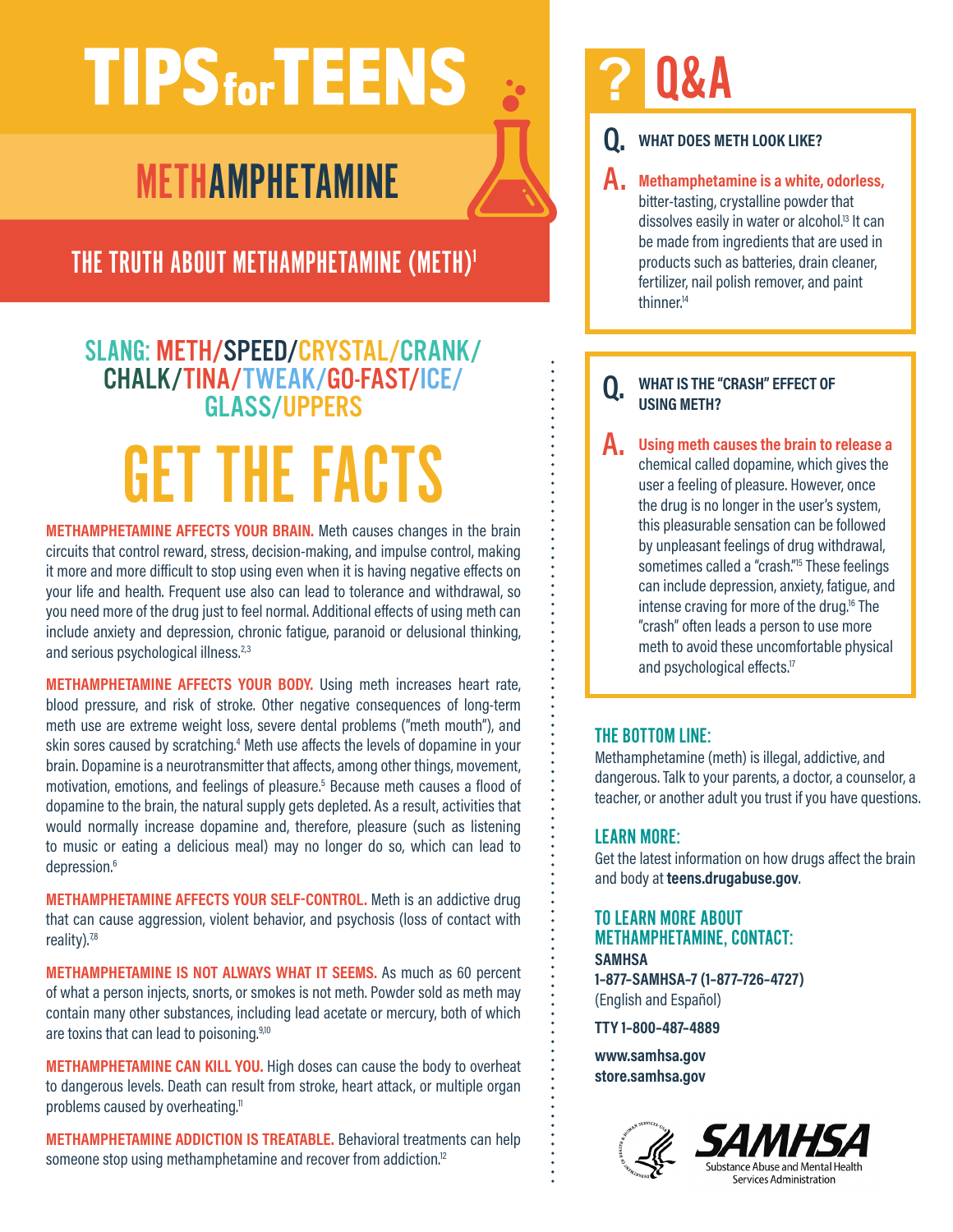# TIPS for TEENS

## METHAMPHETAMINE

### THE TRUTH ABOUT METHAMPHETAMINE (METH)[1]

**SLANG: METH/SPEED/CRYSTAL/CRANK/CHALK/TINA/TWEAK/GO-FAST/ICE/GLASS/UPPERS**

## GET THE FACTS

**METHAMPHETAMINE AFFECTS YOUR BRAIN.** Meth causes changes in the brain circuits that control reward, stress, decision-making, and impulse control, making it more and more difficult to stop using even when it is having negative effects on your life and health. Frequent use also can lead to tolerance and withdrawal, so you need more of the drug just to feel normal. Additional effects of using meth can include anxiety and depression, chronic fatigue, paranoid or delusional thinking, and serious psychological illness.[2,3]

**METHAMPHETAMINE AFFECTS YOUR BODY.** Using meth increases heart rate, blood pressure, and risk of stroke. Other negative consequences of long-term meth use are extreme weight loss, severe dental problems ("meth mouth"), and skin sores caused by scratching.[4] Meth use affects the levels of dopamine in your brain. Dopamine is a neurotransmitter that affects, among other things, movement, motivation, emotions, and feelings of pleasure.[5] Because meth causes a flood of dopamine to the brain, the natural supply gets depleted. As a result, activities that would normally increase dopamine and, therefore, pleasure (such as listening to music or eating a delicious meal) may no longer do so, which can lead to depression.[6]

**METHAMPHETAMINE AFFECTS YOUR SELF-CONTROL.** Meth is an addictive drug that can cause aggression, violent behavior, and psychosis (loss of contact with reality).[7,8]

**METHAMPHETAMINE IS NOT ALWAYS WHAT IT SEEMS.** As much as 60 percent of what a person injects, snorts, or smokes is not meth. Powder sold as meth may contain many other substances, including lead acetate or mercury, both of which are toxins that can lead to poisoning.[9,10]

**METHAMPHETAMINE CAN KILL YOU.** High doses can cause the body to overheat to dangerous levels. Death can result from stroke, heart attack, or multiple organ problems caused by overheating.[11]

**METHAMPHETAMINE ADDICTION IS TREATABLE.** Behavioral treatments can help someone stop using methamphetamine and recover from addiction.[12]

## ? Q&A

**Q. WHAT DOES METH LOOK LIKE?**

**A.** **Methamphetamine is a white, odorless,** bitter-tasting, crystalline powder that dissolves easily in water or alcohol.[13] It can be made from ingredients that are used in products such as batteries, drain cleaner, fertilizer, nail polish remover, and paint thinner.[14]

**Q. WHAT IS THE "CRASH" EFFECT OF USING METH?**

**A.** **Using meth causes the brain to release a** chemical called dopamine, which gives the user a feeling of pleasure. However, once the drug is no longer in the user's system, this pleasurable sensation can be followed by unpleasant feelings of drug withdrawal, sometimes called a "crash."[15] These feelings can include depression, anxiety, fatigue, and intense craving for more of the drug.[16] The "crash" often leads a person to use more meth to avoid these uncomfortable physical and psychological effects.[17]

### THE BOTTOM LINE:

Methamphetamine (meth) is illegal, addictive, and dangerous. Talk to your parents, a doctor, a counselor, a teacher, or another adult you trust if you have questions.

### LEARN MORE:

Get the latest information on how drugs affect the brain and body at **teens.drugabuse.gov**.

### TO LEARN MORE ABOUT METHAMPHETAMINE, CONTACT:

**SAMHSA**
**1-877-SAMHSA-7 (1-877-726-4727)**
(English and Español)

**TTY 1-800-487-4889**

**www.samhsa.gov**
**store.samhsa.gov**

SAMHSA
Substance Abuse and Mental Health Services Administration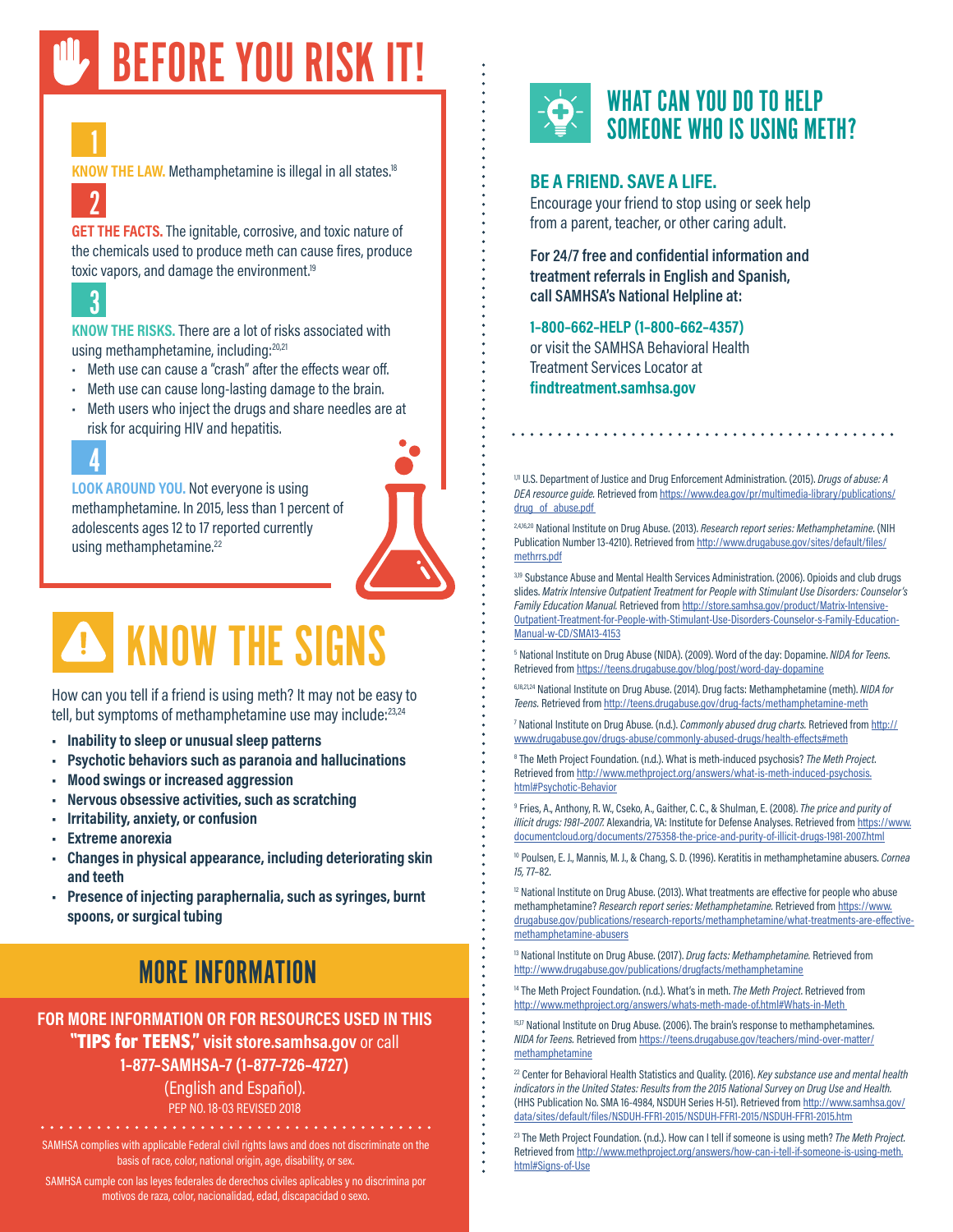# BEFORE YOU RISK IT!

## 1

**KNOW THE LAW.** Methamphetamine is illegal in all states.[18]

## 2

**GET THE FACTS.** The ignitable, corrosive, and toxic nature of the chemicals used to produce meth can cause fires, produce toxic vapors, and damage the environment.[19]

## 3

**KNOW THE RISKS.** There are a lot of risks associated with using methamphetamine, including:[20,21]

- Meth use can cause a "crash" after the effects wear off.
- Meth use can cause long-lasting damage to the brain.
- Meth users who inject the drugs and share needles are at risk for acquiring HIV and hepatitis.

## 4

**LOOK AROUND YOU.** Not everyone is using methamphetamine. In 2015, less than 1 percent of adolescents ages 12 to 17 reported currently using methamphetamine.[22]

# KNOW THE SIGNS

How can you tell if a friend is using meth? It may not be easy to tell, but symptoms of methamphetamine use may include:[23,24]

- **Inability to sleep or unusual sleep patterns**
- **Psychotic behaviors such as paranoia and hallucinations**
- **Mood swings or increased aggression**
- **Nervous obsessive activities, such as scratching**
- **Irritability, anxiety, or confusion**
- **Extreme anorexia**
- **Changes in physical appearance, including deteriorating skin and teeth**
- **Presence of injecting paraphernalia, such as syringes, burnt spoons, or surgical tubing**

# WHAT CAN YOU DO TO HELP SOMEONE WHO IS USING METH?

## BE A FRIEND. SAVE A LIFE.

Encourage your friend to stop using or seek help from a parent, teacher, or other caring adult.

**For 24/7 free and confidential information and treatment referrals in English and Spanish, call SAMHSA's National Helpline at:**

**1-800-662-HELP (1-800-662-4357)**
or visit the SAMHSA Behavioral Health Treatment Services Locator at
**findtreatment.samhsa.gov**

## MORE INFORMATION

**FOR MORE INFORMATION OR FOR RESOURCES USED IN THIS "TIPS for TEENS," visit store.samhsa.gov** or call **1-877-SAMHSA-7 (1-877-726-4727)** (English and Español).

PEP NO. 18-03 REVISED 2018

SAMHSA complies with applicable Federal civil rights laws and does not discriminate on the basis of race, color, national origin, age, disability, or sex.

SAMHSA cumple con las leyes federales de derechos civiles aplicables y no discrimina por motivos de raza, color, nacionalidad, edad, discapacidad o sexo.

---

[1,11] U.S. Department of Justice and Drug Enforcement Administration. (2015). *Drugs of abuse: A DEA resource guide.* Retrieved from https://www.dea.gov/pr/multimedia-library/publications/drug_of_abuse.pdf

[2,4,16,20] National Institute on Drug Abuse. (2013). *Research report series: Methamphetamine.* (NIH Publication Number 13-4210). Retrieved from http://www.drugabuse.gov/sites/default/files/methrrs.pdf

[3,19] Substance Abuse and Mental Health Services Administration. (2006). Opioids and club drugs slides. *Matrix Intensive Outpatient Treatment for People with Stimulant Use Disorders: Counselor's Family Education Manual.* Retrieved from http://store.samhsa.gov/product/Matrix-Intensive-Outpatient-Treatment-for-People-with-Stimulant-Use-Disorders-Counselor-s-Family-Education-Manual-w-CD/SMA13-4153

[5] National Institute on Drug Abuse (NIDA). (2009). Word of the day: Dopamine. *NIDA for Teens.* Retrieved from https://teens.drugabuse.gov/blog/post/word-day-dopamine

[6,18,21,24] National Institute on Drug Abuse. (2014). Drug facts: Methamphetamine (meth). *NIDA for Teens.* Retrieved from http://teens.drugabuse.gov/drug-facts/methamphetamine-meth

[7] National Institute on Drug Abuse. (n.d.). *Commonly abused drug charts.* Retrieved from http://www.drugabuse.gov/drugs-abuse/commonly-abused-drugs/health-effects#meth

[8] The Meth Project Foundation. (n.d.). What is meth-induced psychosis? *The Meth Project.* Retrieved from http://www.methproject.org/answers/what-is-meth-induced-psychosis.html#Psychotic-Behavior

[9] Fries, A., Anthony, R. W., Cseko, A., Gaither, C. C., & Shulman, E. (2008). *The price and purity of illicit drugs: 1981–2007.* Alexandria, VA: Institute for Defense Analyses. Retrieved from https://www.documentcloud.org/documents/275358-the-price-and-purity-of-illicit-drugs-1981-2007.html

[10] Poulsen, E. J., Mannis, M. J., & Chang, S. D. (1996). Keratitis in methamphetamine abusers. *Cornea 15,* 77–82.

[12] National Institute on Drug Abuse. (2013). What treatments are effective for people who abuse methamphetamine? *Research report series: Methamphetamine.* Retrieved from https://www.drugabuse.gov/publications/research-reports/methamphetamine/what-treatments-are-effective-methamphetamine-abusers

[13] National Institute on Drug Abuse. (2017). *Drug facts: Methamphetamine.* Retrieved from http://www.drugabuse.gov/publications/drugfacts/methamphetamine

[14] The Meth Project Foundation. (n.d.). What's in meth. *The Meth Project.* Retrieved from http://www.methproject.org/answers/whats-meth-made-of.html#Whats-in-Meth

[15,17] National Institute on Drug Abuse. (2006). The brain's response to methamphetamines. *NIDA for Teens.* Retrieved from https://teens.drugabuse.gov/teachers/mind-over-matter/methamphetamine

[22] Center for Behavioral Health Statistics and Quality. (2016). *Key substance use and mental health indicators in the United States: Results from the 2015 National Survey on Drug Use and Health.* (HHS Publication No. SMA 16-4984, NSDUH Series H-51). Retrieved from http://www.samhsa.gov/data/sites/default/files/NSDUH-FFR1-2015/NSDUH-FFR1-2015/NSDUH-FFR1-2015.htm

[23] The Meth Project Foundation. (n.d.). How can I tell if someone is using meth? *The Meth Project.* Retrieved from http://www.methproject.org/answers/how-can-i-tell-if-someone-is-using-meth.html#Signs-of-Use